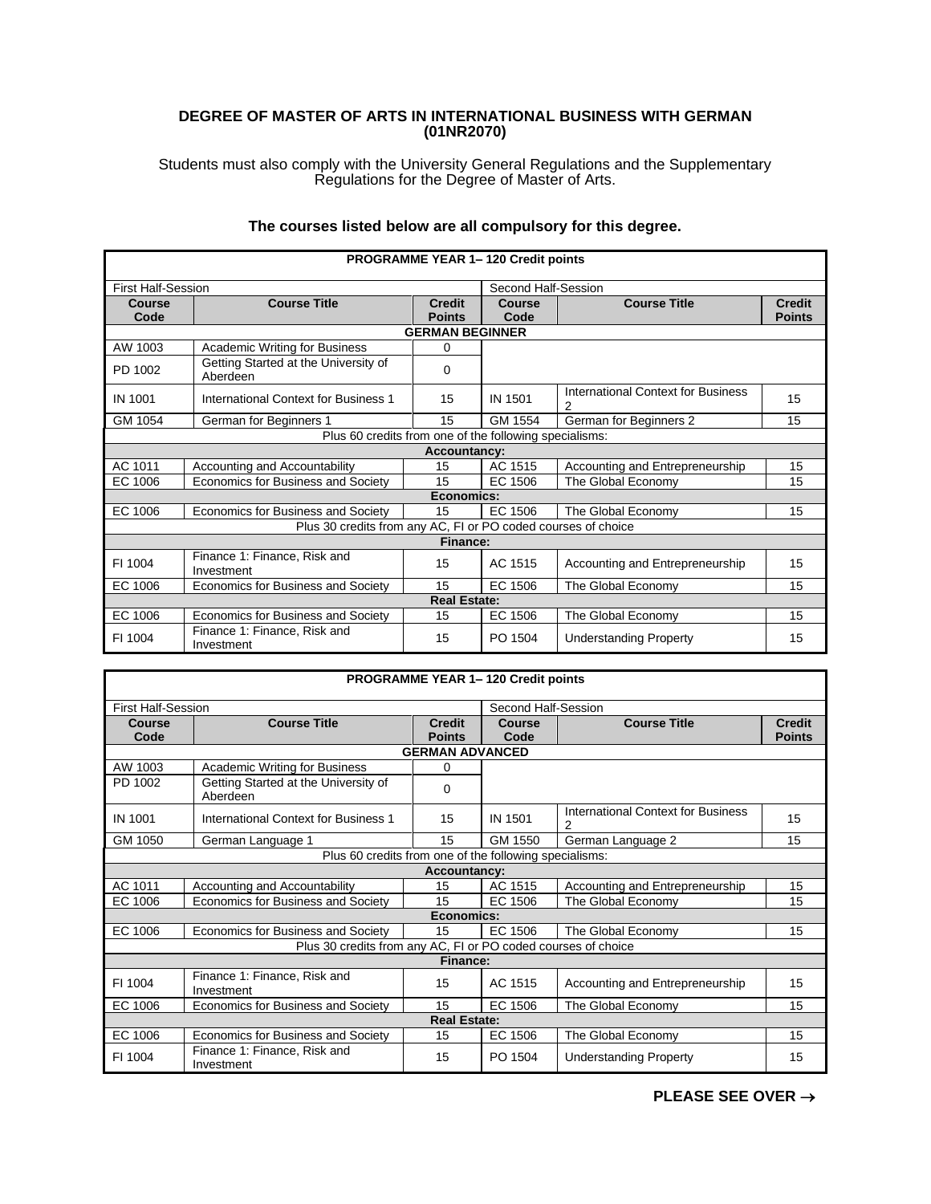# DEGREE OF MASTER OF ARTS IN INTERNATIONAL BUSINESS WITH GERMAN (01NR2070)

Students must also comply with the University General Regulations and the Supplementary Regulations for the Degree of Master of Arts.

**The courses listed below are all compulsory for this degree.**

| PROGRAMME YEAR 1– 120 Credit points | | | | | |
|---|---|---|---|---|---|
| First Half-Session | | | Second Half-Session | | |
| **Course Code** | **Course Title** | **Credit Points** | **Course Code** | **Course Title** | **Credit Points** |
| **GERMAN BEGINNER** | | | | | |
| AW 1003 | Academic Writing for Business | 0 | | | |
| PD 1002 | Getting Started at the University of Aberdeen | 0 | | | |
| IN 1001 | International Context for Business 1 | 15 | IN 1501 | International Context for Business 2 | 15 |
| GM 1054 | German for Beginners 1 | 15 | GM 1554 | German for Beginners 2 | 15 |
| Plus 60 credits from one of the following specialisms: | | | | | |
| **Accountancy:** | | | | | |
| AC 1011 | Accounting and Accountability | 15 | AC 1515 | Accounting and Entrepreneurship | 15 |
| EC 1006 | Economics for Business and Society | 15 | EC 1506 | The Global Economy | 15 |
| **Economics:** | | | | | |
| EC 1006 | Economics for Business and Society | 15 | EC 1506 | The Global Economy | 15 |
| Plus 30 credits from any AC, FI or PO coded courses of choice | | | | | |
| **Finance:** | | | | | |
| FI 1004 | Finance 1: Finance, Risk and Investment | 15 | AC 1515 | Accounting and Entrepreneurship | 15 |
| EC 1006 | Economics for Business and Society | 15 | EC 1506 | The Global Economy | 15 |
| **Real Estate:** | | | | | |
| EC 1006 | Economics for Business and Society | 15 | EC 1506 | The Global Economy | 15 |
| FI 1004 | Finance 1: Finance, Risk and Investment | 15 | PO 1504 | Understanding Property | 15 |

| PROGRAMME YEAR 1– 120 Credit points | | | | | |
|---|---|---|---|---|---|
| First Half-Session | | | Second Half-Session | | |
| **Course Code** | **Course Title** | **Credit Points** | **Course Code** | **Course Title** | **Credit Points** |
| **GERMAN ADVANCED** | | | | | |
| AW 1003 | Academic Writing for Business | 0 | | | |
| PD 1002 | Getting Started at the University of Aberdeen | 0 | | | |
| IN 1001 | International Context for Business 1 | 15 | IN 1501 | International Context for Business 2 | 15 |
| GM 1050 | German Language 1 | 15 | GM 1550 | German Language 2 | 15 |
| Plus 60 credits from one of the following specialisms: | | | | | |
| **Accountancy:** | | | | | |
| AC 1011 | Accounting and Accountability | 15 | AC 1515 | Accounting and Entrepreneurship | 15 |
| EC 1006 | Economics for Business and Society | 15 | EC 1506 | The Global Economy | 15 |
| **Economics:** | | | | | |
| EC 1006 | Economics for Business and Society | 15 | EC 1506 | The Global Economy | 15 |
| Plus 30 credits from any AC, FI or PO coded courses of choice | | | | | |
| **Finance:** | | | | | |
| FI 1004 | Finance 1: Finance, Risk and Investment | 15 | AC 1515 | Accounting and Entrepreneurship | 15 |
| EC 1006 | Economics for Business and Society | 15 | EC 1506 | The Global Economy | 15 |
| **Real Estate:** | | | | | |
| EC 1006 | Economics for Business and Society | 15 | EC 1506 | The Global Economy | 15 |
| FI 1004 | Finance 1: Finance, Risk and Investment | 15 | PO 1504 | Understanding Property | 15 |

**PLEASE SEE OVER →**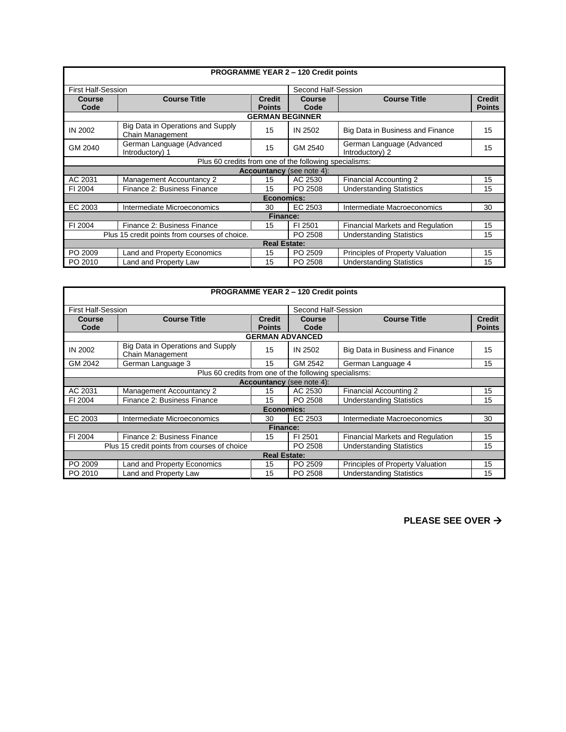| PROGRAMME YEAR 2 – 120 Credit points | | | | | |
|---|---|---|---|---|---|
| First Half-Session | | | Second Half-Session | | |
| **Course Code** | **Course Title** | **Credit Points** | **Course Code** | **Course Title** | **Credit Points** |
| **GERMAN BEGINNER** | | | | | |
| IN 2002 | Big Data in Operations and Supply Chain Management | 15 | IN 2502 | Big Data in Business and Finance | 15 |
| GM 2040 | German Language (Advanced Introductory) 1 | 15 | GM 2540 | German Language (Advanced Introductory) 2 | 15 |
| Plus 60 credits from one of the following specialisms: | | | | | |
| **Accountancy** (see note 4): | | | | | |
| AC 2031 | Management Accountancy 2 | 15 | AC 2530 | Financial Accounting 2 | 15 |
| FI 2004 | Finance 2: Business Finance | 15 | PO 2508 | Understanding Statistics | 15 |
| **Economics:** | | | | | |
| EC 2003 | Intermediate Microeconomics | 30 | EC 2503 | Intermediate Macroeconomics | 30 |
| **Finance:** | | | | | |
| FI 2004 | Finance 2: Business Finance | 15 | FI 2501 | Financial Markets and Regulation | 15 |
| Plus 15 credit points from courses of choice. | | | PO 2508 | Understanding Statistics | 15 |
| **Real Estate:** | | | | | |
| PO 2009 | Land and Property Economics | 15 | PO 2509 | Principles of Property Valuation | 15 |
| PO 2010 | Land and Property Law | 15 | PO 2508 | Understanding Statistics | 15 |

| PROGRAMME YEAR 2 – 120 Credit points | | | | | |
|---|---|---|---|---|---|
| First Half-Session | | | Second Half-Session | | |
| **Course Code** | **Course Title** | **Credit Points** | **Course Code** | **Course Title** | **Credit Points** |
| **GERMAN ADVANCED** | | | | | |
| IN 2002 | Big Data in Operations and Supply Chain Management | 15 | IN 2502 | Big Data in Business and Finance | 15 |
| GM 2042 | German Language 3 | 15 | GM 2542 | German Language 4 | 15 |
| Plus 60 credits from one of the following specialisms: | | | | | |
| **Accountancy** (see note 4): | | | | | |
| AC 2031 | Management Accountancy 2 | 15 | AC 2530 | Financial Accounting 2 | 15 |
| FI 2004 | Finance 2: Business Finance | 15 | PO 2508 | Understanding Statistics | 15 |
| **Economics:** | | | | | |
| EC 2003 | Intermediate Microeconomics | 30 | EC 2503 | Intermediate Macroeconomics | 30 |
| **Finance:** | | | | | |
| FI 2004 | Finance 2: Business Finance | 15 | FI 2501 | Financial Markets and Regulation | 15 |
| Plus 15 credit points from courses of choice | | | PO 2508 | Understanding Statistics | 15 |
| **Real Estate:** | | | | | |
| PO 2009 | Land and Property Economics | 15 | PO 2509 | Principles of Property Valuation | 15 |
| PO 2010 | Land and Property Law | 15 | PO 2508 | Understanding Statistics | 15 |

**PLEASE SEE OVER →**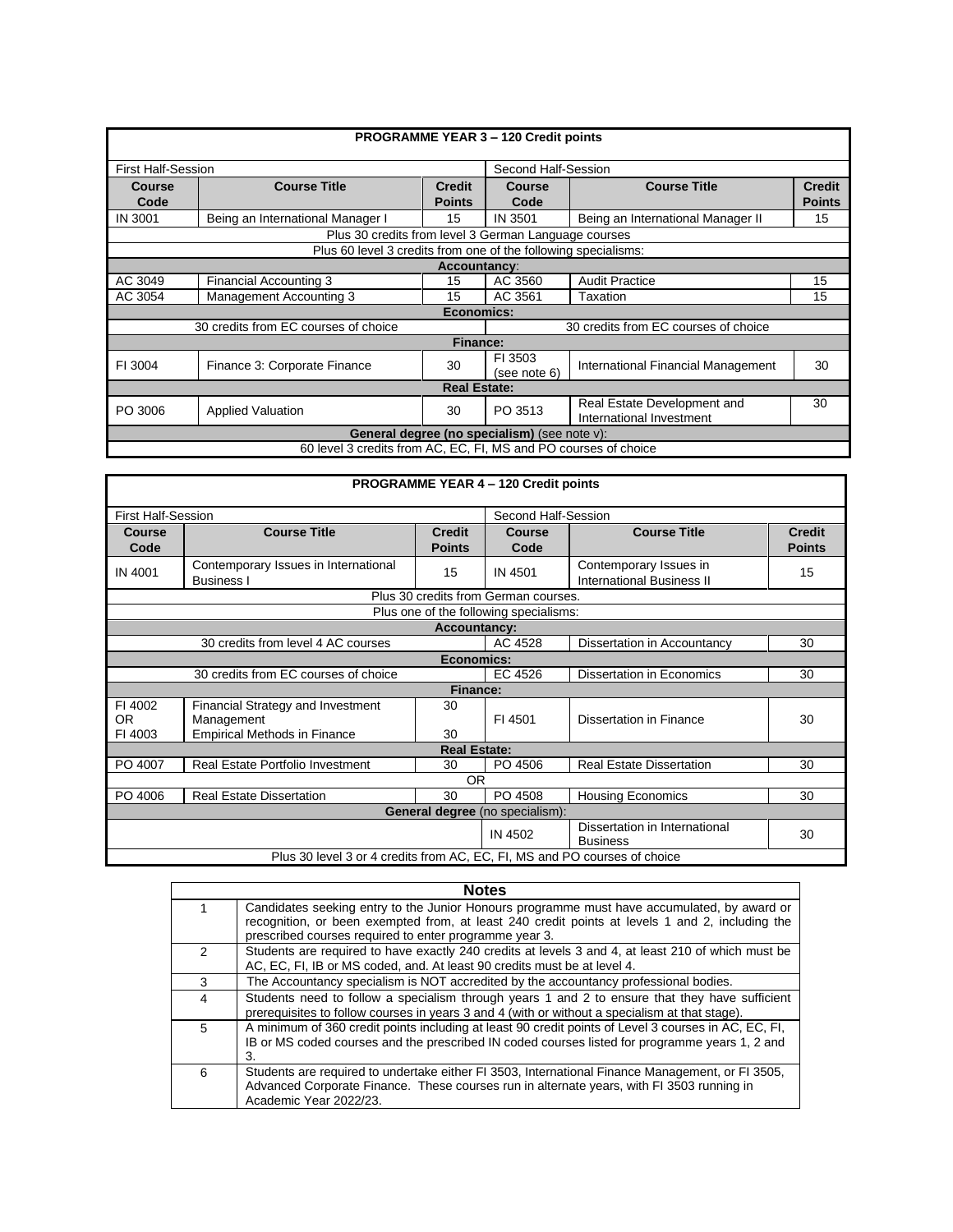| PROGRAMME YEAR 3 – 120 Credit points | | | | | |
|---|---|---|---|---|---|
| First Half-Session | | | Second Half-Session | | |
| **Course Code** | **Course Title** | **Credit Points** | **Course Code** | **Course Title** | **Credit Points** |
| IN 3001 | Being an International Manager I | 15 | IN 3501 | Being an International Manager II | 15 |
| Plus 30 credits from level 3 German Language courses | | | | | |
| Plus 60 level 3 credits from one of the following specialisms: | | | | | |
| **Accountancy**: | | | | | |
| AC 3049 | Financial Accounting 3 | 15 | AC 3560 | Audit Practice | 15 |
| AC 3054 | Management Accounting 3 | 15 | AC 3561 | Taxation | 15 |
| **Economics:** | | | | | |
| 30 credits from EC courses of choice | | | 30 credits from EC courses of choice | | |
| **Finance:** | | | | | |
| FI 3004 | Finance 3: Corporate Finance | 30 | FI 3503 (see note 6) | International Financial Management | 30 |
| **Real Estate:** | | | | | |
| PO 3006 | Applied Valuation | 30 | PO 3513 | Real Estate Development and International Investment | 30 |
| **General degree (no specialism)** (see note v): | | | | | |
| 60 level 3 credits from AC, EC, FI, MS and PO courses of choice | | | | | |

| PROGRAMME YEAR 4 – 120 Credit points | | | | | |
|---|---|---|---|---|---|
| First Half-Session | | | Second Half-Session | | |
| **Course Code** | **Course Title** | **Credit Points** | **Course Code** | **Course Title** | **Credit Points** |
| IN 4001 | Contemporary Issues in International Business I | 15 | IN 4501 | Contemporary Issues in International Business II | 15 |
| Plus 30 credits from German courses. | | | | | |
| Plus one of the following specialisms: | | | | | |
| **Accountancy:** | | | | | |
| 30 credits from level 4 AC courses | | | AC 4528 | Dissertation in Accountancy | 30 |
| **Economics:** | | | | | |
| 30 credits from EC courses of choice | | | EC 4526 | Dissertation in Economics | 30 |
| **Finance:** | | | | | |
| FI 4002 OR FI 4003 | Financial Strategy and Investment Management Empirical Methods in Finance | 30 30 | FI 4501 | Dissertation in Finance | 30 |
| **Real Estate:** | | | | | |
| PO 4007 | Real Estate Portfolio Investment | 30 | PO 4506 | Real Estate Dissertation | 30 |
| OR | | | | | |
| PO 4006 | Real Estate Dissertation | 30 | PO 4508 | Housing Economics | 30 |
| **General degree** (no specialism): | | | | | |
| | | | IN 4502 | Dissertation in International Business | 30 |
| Plus 30 level 3 or 4 credits from AC, EC, FI, MS and PO courses of choice | | | | | |

| **Notes** | |
|---|---|
| 1 | Candidates seeking entry to the Junior Honours programme must have accumulated, by award or recognition, or been exempted from, at least 240 credit points at levels 1 and 2, including the prescribed courses required to enter programme year 3. |
| 2 | Students are required to have exactly 240 credits at levels 3 and 4, at least 210 of which must be AC, EC, FI, IB or MS coded, and. At least 90 credits must be at level 4. |
| 3 | The Accountancy specialism is NOT accredited by the accountancy professional bodies. |
| 4 | Students need to follow a specialism through years 1 and 2 to ensure that they have sufficient prerequisites to follow courses in years 3 and 4 (with or without a specialism at that stage). |
| 5 | A minimum of 360 credit points including at least 90 credit points of Level 3 courses in AC, EC, FI, IB or MS coded courses and the prescribed IN coded courses listed for programme years 1, 2 and 3. |
| 6 | Students are required to undertake either FI 3503, International Finance Management, or FI 3505, Advanced Corporate Finance. These courses run in alternate years, with FI 3503 running in Academic Year 2022/23. |